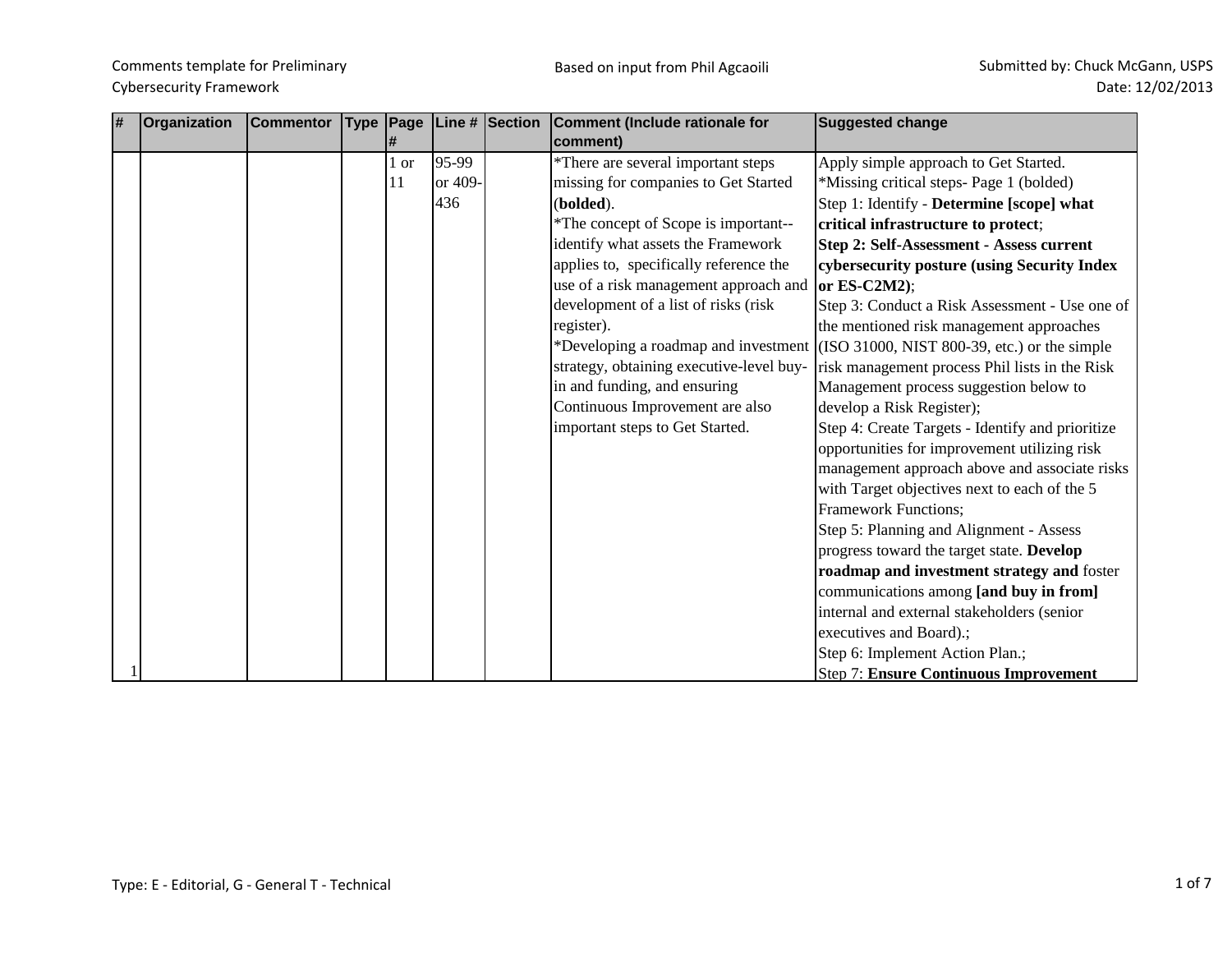Comments template for Preliminary Cybersecurity Framework

Based on input from Phil Agcaoili

Submitted by: Chuck McGann, USPS
Date: 12/02/2013

| # | Organization | Commentor | Type | Page # | Line # | Section | Comment (Include rationale for comment) | Suggested change |
|---|---|---|---|---|---|---|---|---|
| 1 | | | | 1 or 11 | 95-99 or 409-436 | | *There are several important steps missing for companies to Get Started (**bolded**).<br>*The concept of Scope is important--identify what assets the Framework applies to, specifically reference the use of a risk management approach and development of a list of risks (risk register).<br>*Developing a roadmap and investment strategy, obtaining executive-level buy-in and funding, and ensuring Continuous Improvement are also important steps to Get Started. | Apply simple approach to Get Started.<br>*Missing critical steps- Page 1 (bolded)<br>Step 1: Identify - **Determine [scope] what critical infrastructure to protect**;<br>**Step 2: Self-Assessment - Assess current cybersecurity posture (using Security Index or ES-C2M2)**;<br>Step 3: Conduct a Risk Assessment - Use one of the mentioned risk management approaches (ISO 31000, NIST 800-39, etc.) or the simple risk management process Phil lists in the Risk Management process suggestion below to develop a Risk Register);<br>Step 4: Create Targets - Identify and prioritize opportunities for improvement utilizing risk management approach above and associate risks with Target objectives next to each of the 5 Framework Functions;<br>Step 5: Planning and Alignment - Assess progress toward the target state. **Develop roadmap and investment strategy and** foster communications among **[and buy in from]** internal and external stakeholders (senior executives and Board).;<br>Step 6: Implement Action Plan.;<br>Step 7: **Ensure Continuous Improvement** |

Type: E - Editorial, G - General T - Technical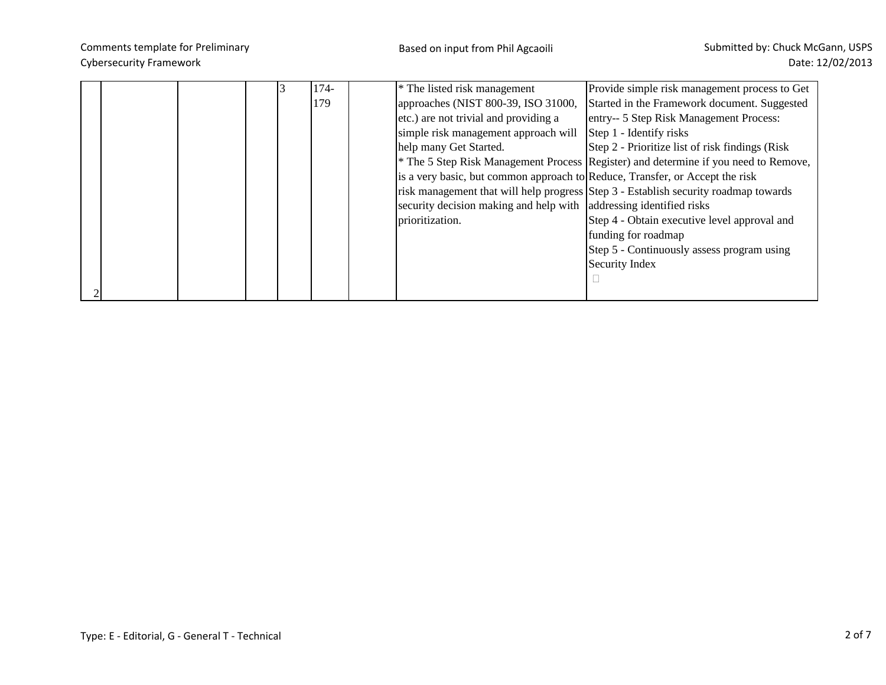| | | | | | | | | |
|---|---|---|---|---|---|---|---|---|
| 2 | | | | 3 | 174-179 | | * The listed risk management approaches (NIST 800-39, ISO 31000, etc.) are not trivial and providing a simple risk management approach will help many Get Started.<br>* The 5 Step Risk Management Process is a very basic, but common approach to risk management that will help progress security decision making and help with prioritization. | Provide simple risk management process to Get Started in the Framework document. Suggested entry-- 5 Step Risk Management Process:<br>Step 1 - Identify risks<br>Step 2 - Prioritize list of risk findings (Risk Register) and determine if you need to Remove, Reduce, Transfer, or Accept the risk<br>Step 3 - Establish security roadmap towards addressing identified risks<br>Step 4 - Obtain executive level approval and funding for roadmap<br>Step 5 - Continuously assess program using Security Index |

Type: E - Editorial, G - General T - Technical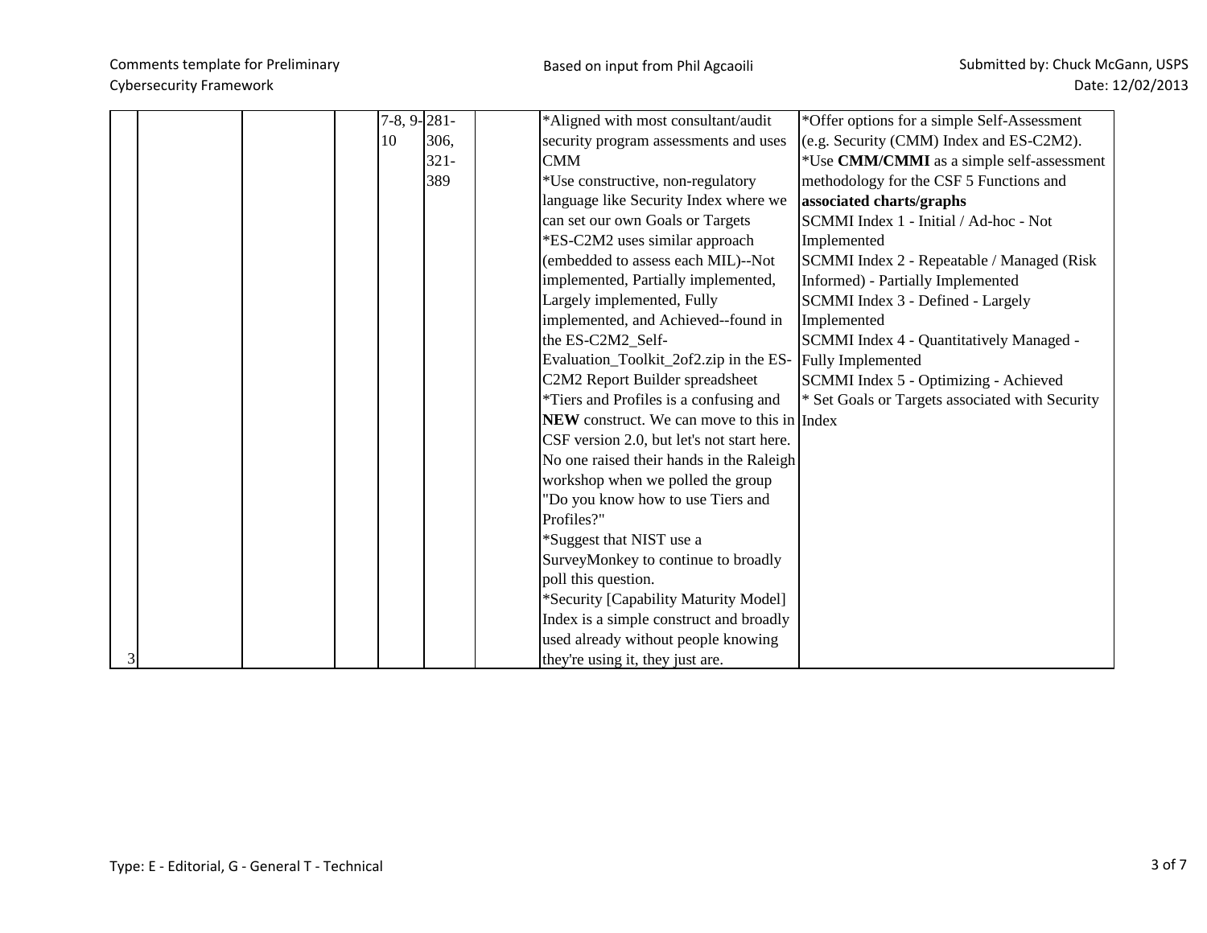| | | | | | | | | |
|---|---|---|---|---|---|---|---|---|
| 3 | | | | 7-8, 9-10 | 281-306, 321-389 | | *Aligned with most consultant/audit security program assessments and uses CMM<br>*Use constructive, non-regulatory language like Security Index where we can set our own Goals or Targets<br>*ES-C2M2 uses similar approach (embedded to assess each MIL)--Not implemented, Partially implemented, Largely implemented, Fully implemented, and Achieved--found in the ES-C2M2_Self-Evaluation_Toolkit_2of2.zip in the ES-C2M2 Report Builder spreadsheet<br>*Tiers and Profiles is a confusing and **NEW** construct. We can move to this in CSF version 2.0, but let's not start here. No one raised their hands in the Raleigh workshop when we polled the group "Do you know how to use Tiers and Profiles?"<br>*Suggest that NIST use a SurveyMonkey to continue to broadly poll this question.<br>*Security [Capability Maturity Model] Index is a simple construct and broadly used already without people knowing they're using it, they just are. | *Offer options for a simple Self-Assessment (e.g. Security (CMM) Index and ES-C2M2).<br>*Use **CMM/CMMI** as a simple self-assessment methodology for the CSF 5 Functions and **associated charts/graphs**<br>SCMMI Index 1 - Initial / Ad-hoc - Not Implemented<br>SCMMI Index 2 - Repeatable / Managed (Risk Informed) - Partially Implemented<br>SCMMI Index 3 - Defined - Largely Implemented<br>SCMMI Index 4 - Quantitatively Managed - Fully Implemented<br>SCMMI Index 5 - Optimizing - Achieved<br>* Set Goals or Targets associated with Security Index |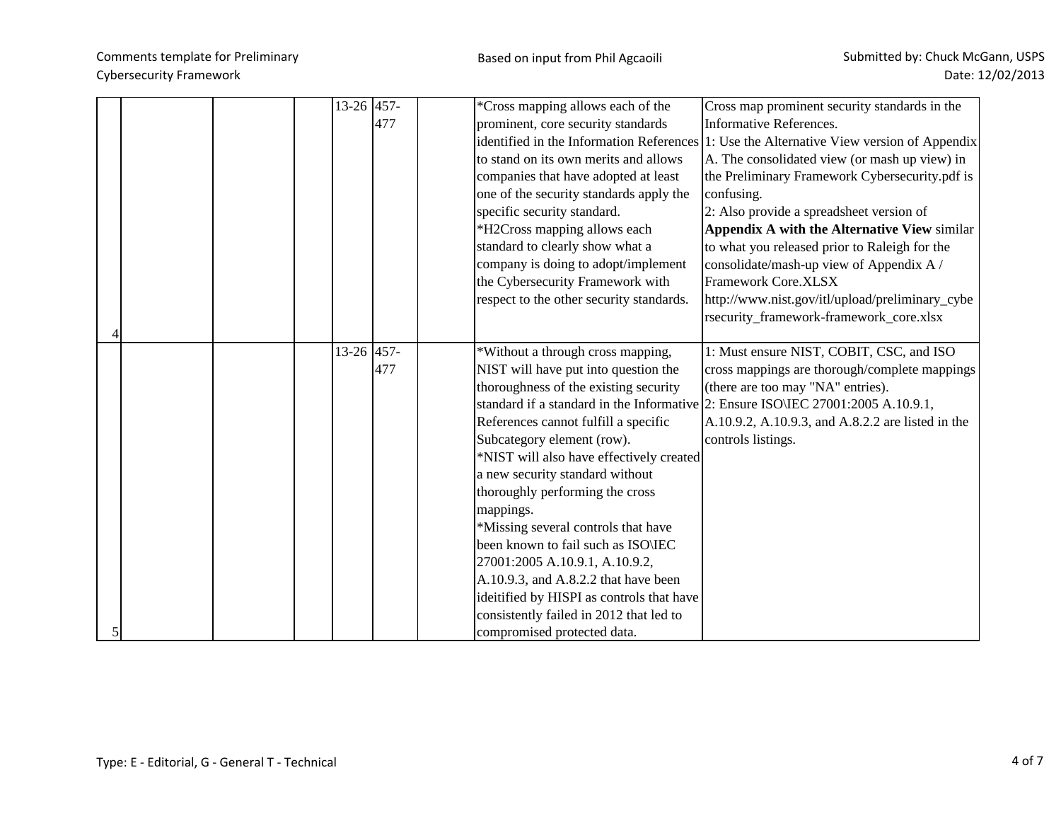| | | | | | | | Comment | Suggested change |
|---|---|---|---|---|---|---|---|---|
| 4 | | | | 13-26 | 457-477 | | *Cross mapping allows each of the prominent, core security standards identified in the Information References to stand on its own merits and allows companies that have adopted at least one of the security standards apply the specific security standard.<br>*H2Cross mapping allows each standard to clearly show what a company is doing to adopt/implement the Cybersecurity Framework with respect to the other security standards. | Cross map prominent security standards in the Informative References.<br>1: Use the Alternative View version of Appendix A. The consolidated view (or mash up view) in the Preliminary Framework Cybersecurity.pdf is confusing.<br>2: Also provide a spreadsheet version of **Appendix A with the Alternative View** similar to what you released prior to Raleigh for the consolidate/mash-up view of Appendix A / Framework Core.XLSX http://www.nist.gov/itl/upload/preliminary_cybersecurity_framework-framework_core.xlsx |
| 5 | | | | 13-26 | 457-477 | | *Without a through cross mapping, NIST will have put into question the thoroughness of the existing security standard if a standard in the Informative References cannot fulfill a specific Subcategory element (row).<br>*NIST will also have effectively created a new security standard without thoroughly performing the cross mappings.<br>*Missing several controls that have been known to fail such as ISO\IEC 27001:2005 A.10.9.1, A.10.9.2, A.10.9.3, and A.8.2.2 that have been ideitified by HISPI as controls that have consistently failed in 2012 that led to compromised protected data. | 1: Must ensure NIST, COBIT, CSC, and ISO cross mappings are thorough/complete mappings (there are too may "NA" entries).<br>2: Ensure ISO\IEC 27001:2005 A.10.9.1, A.10.9.2, A.10.9.3, and A.8.2.2 are listed in the controls listings. |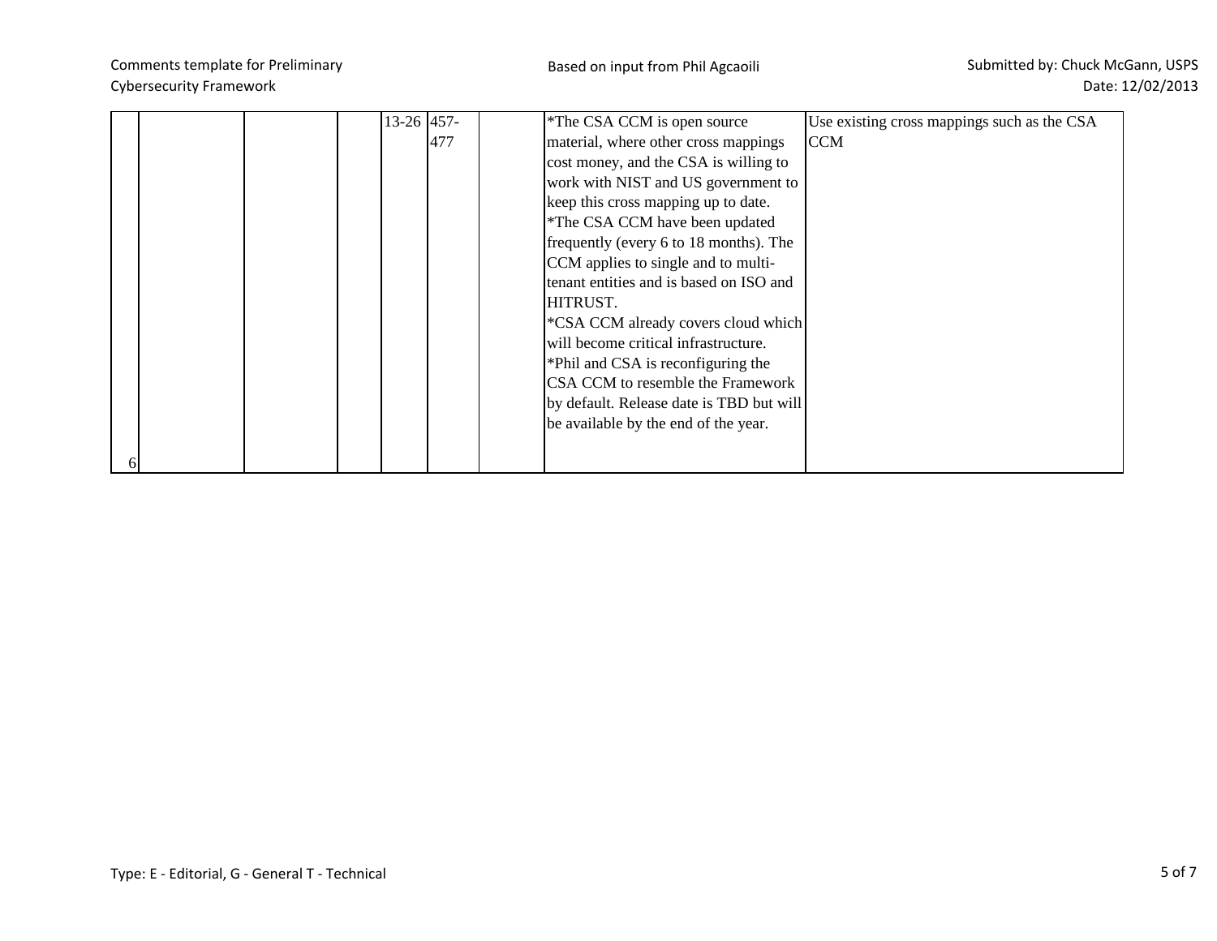| | | | | | | | | |
|---|---|---|---|---|---|---|---|---|
| 6 | | | | 13-26 | 457-477 | | *The CSA CCM is open source material, where other cross mappings cost money, and the CSA is willing to work with NIST and US government to keep this cross mapping up to date.<br>*The CSA CCM have been updated frequently (every 6 to 18 months). The CCM applies to single and to multi-tenant entities and is based on ISO and HITRUST.<br>*CSA CCM already covers cloud which will become critical infrastructure.<br>*Phil and CSA is reconfiguring the CSA CCM to resemble the Framework by default. Release date is TBD but will be available by the end of the year. | Use existing cross mappings such as the CSA CCM |

Type: E - Editorial, G - General T - Technical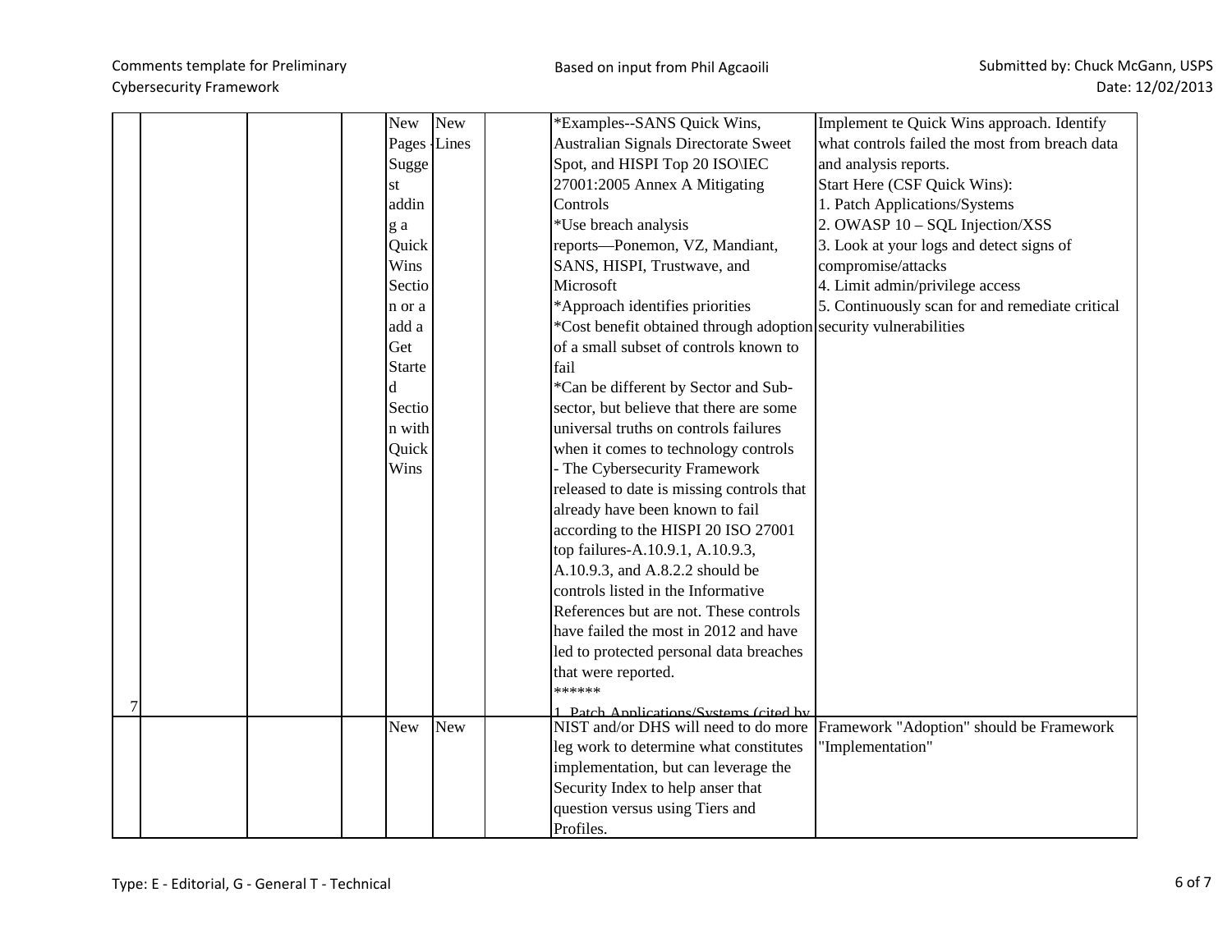| 7 | | | | New Pages -Suggest adding a Quick Wins Section or a add a Get Started Section with Quick Wins | New Lines | | *Examples--SANS Quick Wins, Australian Signals Directorate Sweet Spot, and HISPI Top 20 ISO\IEC 27001:2005 Annex A Mitigating Controls<br>*Use breach analysis reports—Ponemon, VZ, Mandiant, SANS, HISPI, Trustwave, and Microsoft<br>*Approach identifies priorities<br>*Cost benefit obtained through adoption of a small subset of controls known to fail<br>*Can be different by Sector and Sub-sector, but believe that there are some universal truths on controls failures when it comes to technology controls<br>- The Cybersecurity Framework released to date is missing controls that already have been known to fail according to the HISPI 20 ISO 27001 top failures-A.10.9.1, A.10.9.3, A.10.9.3, and A.8.2.2 should be controls listed in the Informative References but are not. These controls have failed the most in 2012 and have led to protected personal data breaches that were reported.<br>******<br>1. Patch Applications/Systems (cited by | Implement te Quick Wins approach. Identify what controls failed the most from breach data and analysis reports.<br>Start Here (CSF Quick Wins):<br>1. Patch Applications/Systems<br>2. OWASP 10 – SQL Injection/XSS<br>3. Look at your logs and detect signs of compromise/attacks<br>4. Limit admin/privilege access<br>5. Continuously scan for and remediate critical security vulnerabilities |
|---|---|---|---|---|---|---|---|---|
| | | | | New | New | | NIST and/or DHS will need to do more leg work to determine what constitutes implementation, but can leverage the Security Index to help anser that question versus using Tiers and Profiles. | Framework "Adoption" should be Framework "Implementation" |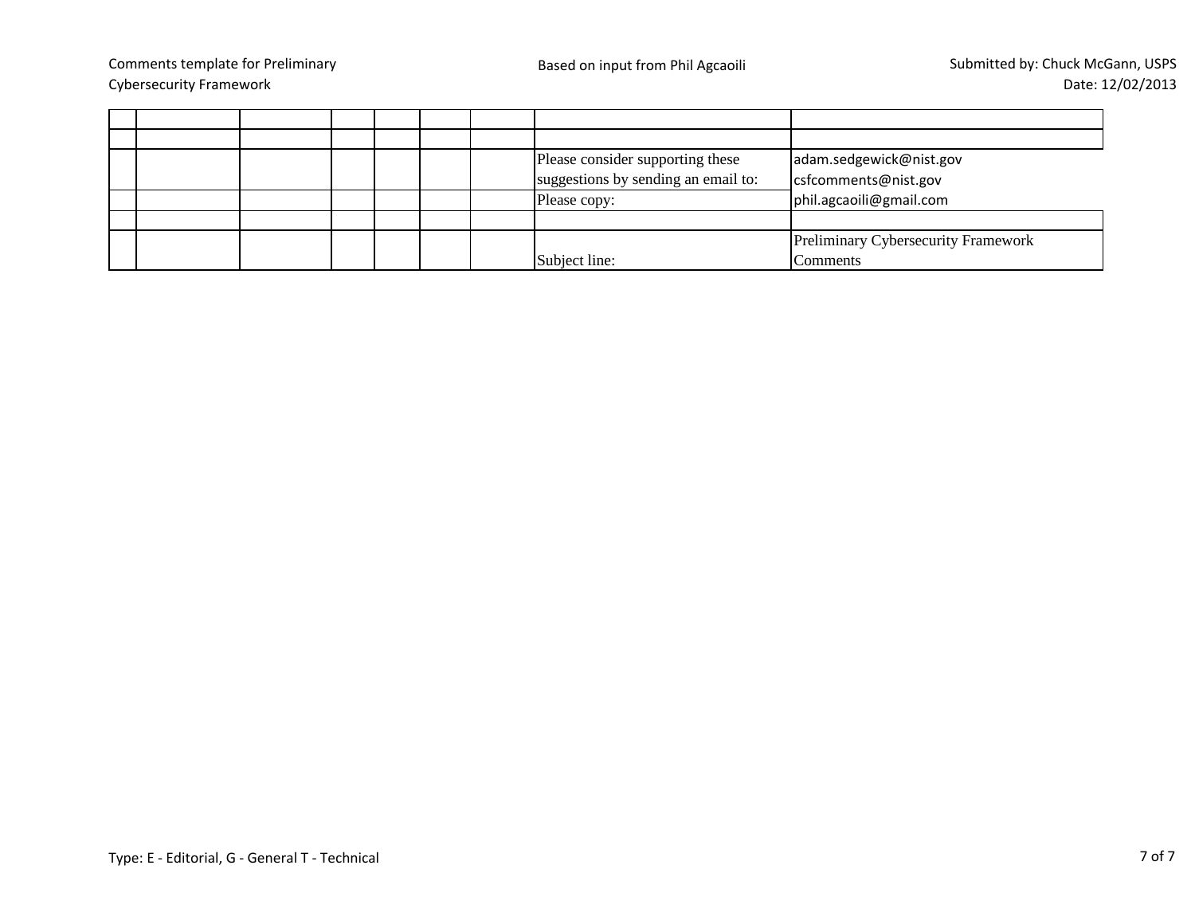| | | | | | | | | |
|---|---|---|---|---|---|---|---|---|
| | | | | | | | | |
| | | | | | | | | |
| | | | | | | | Please consider supporting these suggestions by sending an email to: | adam.sedgewick@nist.gov csfcomments@nist.gov |
| | | | | | | | Please copy: | phil.agcaoili@gmail.com |
| | | | | | | | | |
| | | | | | | | Subject line: | Preliminary Cybersecurity Framework Comments |

Type: E - Editorial, G - General T - Technical